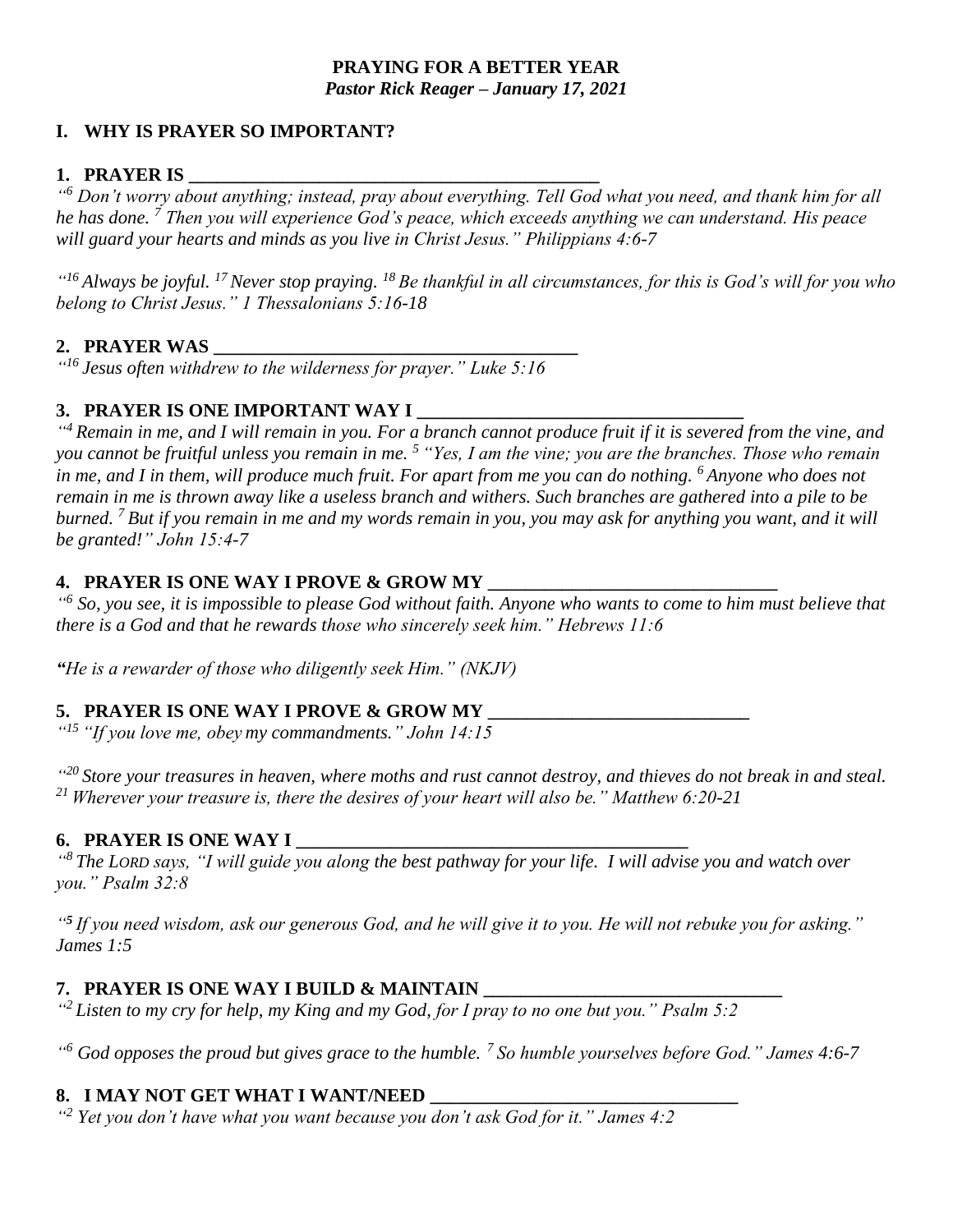**PRAYING FOR A BETTER YEAR**
***Pastor Rick Reager – January 17, 2021***

## I. WHY IS PRAYER SO IMPORTANT?

### 1. PRAYER IS ____________________________________________

*"[6] Don't worry about anything; instead, pray about everything. Tell God what you need, and thank him for all he has done. [7] Then you will experience God's peace, which exceeds anything we can understand. His peace will guard your hearts and minds as you live in Christ Jesus." Philippians 4:6-7*

*"[16] Always be joyful. [17] Never stop praying. [18] Be thankful in all circumstances, for this is God's will for you who belong to Christ Jesus." 1 Thessalonians 5:16-18*

### 2. PRAYER WAS ________________________________________

*"[16] Jesus often withdrew to the wilderness for prayer." Luke 5:16*

### 3. PRAYER IS ONE IMPORTANT WAY I ___________________________________

*"[4] Remain in me, and I will remain in you. For a branch cannot produce fruit if it is severed from the vine, and you cannot be fruitful unless you remain in me. [5] "Yes, I am the vine; you are the branches. Those who remain in me, and I in them, will produce much fruit. For apart from me you can do nothing. [6] Anyone who does not remain in me is thrown away like a useless branch and withers. Such branches are gathered into a pile to be burned. [7] But if you remain in me and my words remain in you, you may ask for anything you want, and it will be granted!" John 15:4-7*

### 4. PRAYER IS ONE WAY I PROVE & GROW MY _______________________________

*"[6] So, you see, it is impossible to please God without faith. Anyone who wants to come to him must believe that there is a God and that he rewards those who sincerely seek him." Hebrews 11:6*

*"He is a rewarder of those who diligently seek Him." (NKJV)*

### 5. PRAYER IS ONE WAY I PROVE & GROW MY ____________________________

*"[15] "If you love me, obey my commandments." John 14:15*

*"[20] Store your treasures in heaven, where moths and rust cannot destroy, and thieves do not break in and steal. [21] Wherever your treasure is, there the desires of your heart will also be." Matthew 6:20-21*

### 6. PRAYER IS ONE WAY I __________________________________________

*"[8] The LORD says, "I will guide you along the best pathway for your life. I will advise you and watch over you." Psalm 32:8*

*"[5] If you need wisdom, ask our generous God, and he will give it to you. He will not rebuke you for asking." James 1:5*

### 7. PRAYER IS ONE WAY I BUILD & MAINTAIN _______________________________

*"[2] Listen to my cry for help, my King and my God, for I pray to no one but you." Psalm 5:2*

*"[6] God opposes the proud but gives grace to the humble. [7] So humble yourselves before God." James 4:6-7*

### 8. I MAY NOT GET WHAT I WANT/NEED ________________________________

*"[2] Yet you don't have what you want because you don't ask God for it." James 4:2*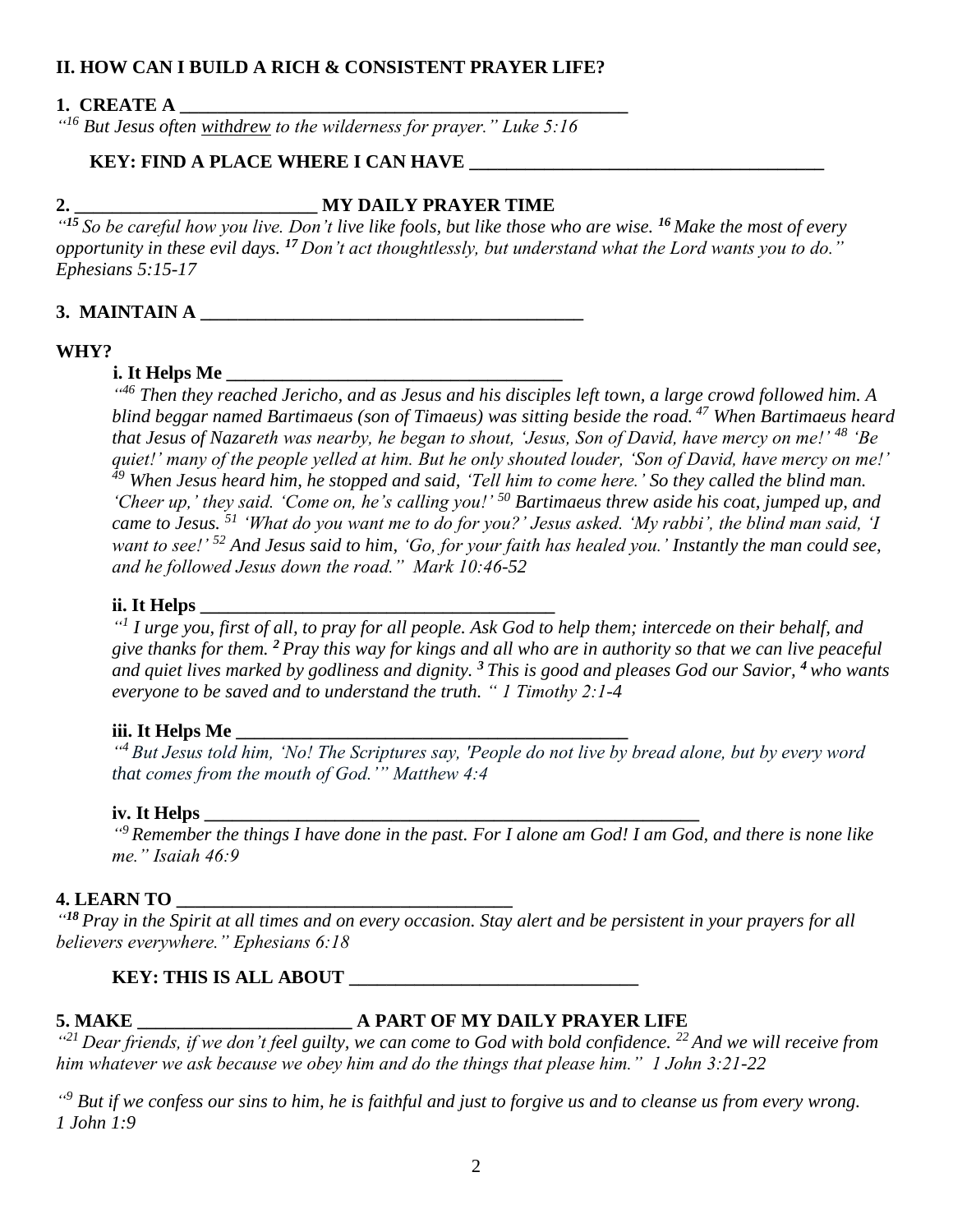## II. HOW CAN I BUILD A RICH & CONSISTENT PRAYER LIFE?

**1. CREATE A \_\_\_\_\_\_\_\_\_\_\_\_\_\_\_\_\_\_\_\_\_\_\_\_\_\_\_\_\_\_\_\_\_\_\_\_\_\_\_\_\_\_\_\_\_\_\_\_\_\_**

*"[16] But Jesus often withdrew to the wilderness for prayer." Luke 5:16*

**KEY: FIND A PLACE WHERE I CAN HAVE \_\_\_\_\_\_\_\_\_\_\_\_\_\_\_\_\_\_\_\_\_\_\_\_\_\_\_\_\_\_\_\_\_\_\_\_\_\_\_**

**2. \_\_\_\_\_\_\_\_\_\_\_\_\_\_\_\_\_\_\_\_\_\_\_\_\_\_ MY DAILY PRAYER TIME**

*"[15] So be careful how you live. Don't live like fools, but like those who are wise. [16] Make the most of every opportunity in these evil days. [17] Don't act thoughtlessly, but understand what the Lord wants you to do." Ephesians 5:15-17*

**3. MAINTAIN A \_\_\_\_\_\_\_\_\_\_\_\_\_\_\_\_\_\_\_\_\_\_\_\_\_\_\_\_\_\_\_\_\_\_\_\_\_\_\_\_\_\_**

**WHY?**

**i. It Helps Me \_\_\_\_\_\_\_\_\_\_\_\_\_\_\_\_\_\_\_\_\_\_\_\_\_\_\_\_\_\_\_\_\_\_\_\_\_\_**

*"[46] Then they reached Jericho, and as Jesus and his disciples left town, a large crowd followed him. A blind beggar named Bartimaeus (son of Timaeus) was sitting beside the road. [47] When Bartimaeus heard that Jesus of Nazareth was nearby, he began to shout, 'Jesus, Son of David, have mercy on me!' [48] 'Be quiet!' many of the people yelled at him. But he only shouted louder, 'Son of David, have mercy on me!' [49] When Jesus heard him, he stopped and said, 'Tell him to come here.' So they called the blind man. 'Cheer up,' they said. 'Come on, he's calling you!' [50] Bartimaeus threw aside his coat, jumped up, and came to Jesus. [51] 'What do you want me to do for you?' Jesus asked. 'My rabbi', the blind man said, 'I want to see!' [52] And Jesus said to him, 'Go, for your faith has healed you.' Instantly the man could see, and he followed Jesus down the road." Mark 10:46-52*

**ii. It Helps \_\_\_\_\_\_\_\_\_\_\_\_\_\_\_\_\_\_\_\_\_\_\_\_\_\_\_\_\_\_\_\_\_\_\_\_\_\_\_\_**

*"[1] I urge you, first of all, to pray for all people. Ask God to help them; intercede on their behalf, and give thanks for them. [2] Pray this way for kings and all who are in authority so that we can live peaceful and quiet lives marked by godliness and dignity. [3] This is good and pleases God our Savior, [4] who wants everyone to be saved and to understand the truth. " 1 Timothy 2:1-4*

**iii. It Helps Me \_\_\_\_\_\_\_\_\_\_\_\_\_\_\_\_\_\_\_\_\_\_\_\_\_\_\_\_\_\_\_\_\_\_\_\_\_\_\_\_\_\_\_**

*"[4] But Jesus told him, 'No! The Scriptures say, 'People do not live by bread alone, but by every word that comes from the mouth of God.'" Matthew 4:4*

**iv. It Helps \_\_\_\_\_\_\_\_\_\_\_\_\_\_\_\_\_\_\_\_\_\_\_\_\_\_\_\_\_\_\_\_\_\_\_\_\_\_\_\_\_\_\_\_\_\_\_\_\_\_\_\_\_\_\_\_\_**

*"[9] Remember the things I have done in the past. For I alone am God! I am God, and there is none like me." Isaiah 46:9*

**4. LEARN TO \_\_\_\_\_\_\_\_\_\_\_\_\_\_\_\_\_\_\_\_\_\_\_\_\_\_\_\_\_\_\_\_\_\_\_\_\_**

*"[18] Pray in the Spirit at all times and on every occasion. Stay alert and be persistent in your prayers for all believers everywhere." Ephesians 6:18*

**KEY: THIS IS ALL ABOUT \_\_\_\_\_\_\_\_\_\_\_\_\_\_\_\_\_\_\_\_\_\_\_\_\_\_\_\_\_\_\_\_**

**5. MAKE \_\_\_\_\_\_\_\_\_\_\_\_\_\_\_\_\_\_\_\_\_\_\_\_ A PART OF MY DAILY PRAYER LIFE**

*"[21] Dear friends, if we don't feel guilty, we can come to God with bold confidence. [22] And we will receive from him whatever we ask because we obey him and do the things that please him." 1 John 3:21-22*

*"[9] But if we confess our sins to him, he is faithful and just to forgive us and to cleanse us from every wrong. 1 John 1:9*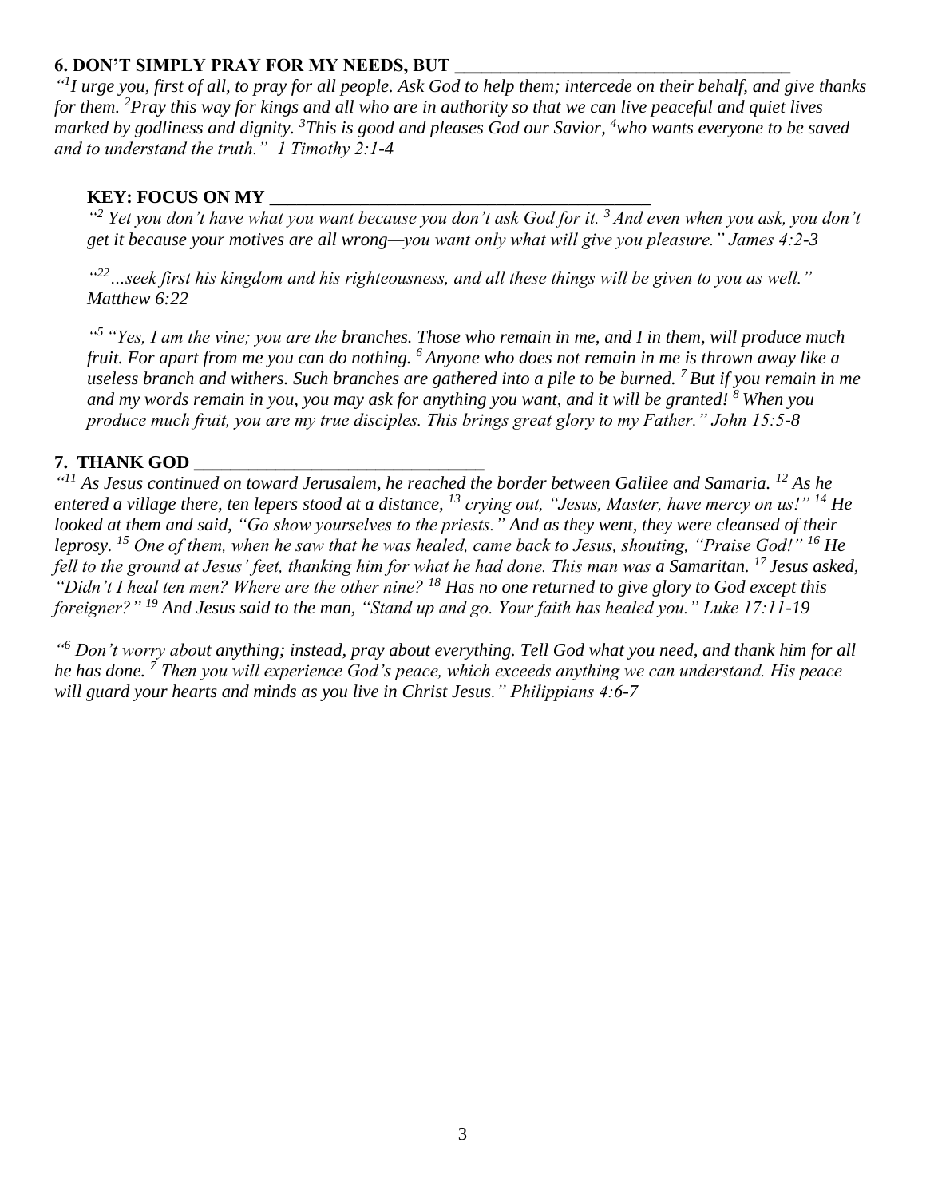**6. DON'T SIMPLY PRAY FOR MY NEEDS, BUT \_\_\_\_\_\_\_\_\_\_\_\_\_\_\_\_\_\_\_\_\_\_\_\_\_\_\_\_\_\_\_\_\_\_\_\_\_\_**

*"[1]I urge you, first of all, to pray for all people. Ask God to help them; intercede on their behalf, and give thanks for them. [2]Pray this way for kings and all who are in authority so that we can live peaceful and quiet lives marked by godliness and dignity. [3]This is good and pleases God our Savior, [4]who wants everyone to be saved and to understand the truth." 1 Timothy 2:1-4*

**KEY: FOCUS ON MY \_\_\_\_\_\_\_\_\_\_\_\_\_\_\_\_\_\_\_\_\_\_\_\_\_\_\_\_\_\_\_\_\_\_\_\_\_\_\_\_\_\_\_**

*"[2] Yet you don't have what you want because you don't ask God for it. [3] And even when you ask, you don't get it because your motives are all wrong—you want only what will give you pleasure." James 4:2-3*

*"[22]…seek first his kingdom and his righteousness, and all these things will be given to you as well." Matthew 6:22*

*"[5] "Yes, I am the vine; you are the branches. Those who remain in me, and I in them, will produce much fruit. For apart from me you can do nothing. [6] Anyone who does not remain in me is thrown away like a useless branch and withers. Such branches are gathered into a pile to be burned. [7] But if you remain in me and my words remain in you, you may ask for anything you want, and it will be granted! [8] When you produce much fruit, you are my true disciples. This brings great glory to my Father." John 15:5-8*

**7. THANK GOD \_\_\_\_\_\_\_\_\_\_\_\_\_\_\_\_\_\_\_\_\_\_\_\_\_\_\_\_\_\_\_\_**

*"[11] As Jesus continued on toward Jerusalem, he reached the border between Galilee and Samaria. [12] As he entered a village there, ten lepers stood at a distance, [13] crying out, "Jesus, Master, have mercy on us!" [14] He looked at them and said, "Go show yourselves to the priests." And as they went, they were cleansed of their leprosy. [15] One of them, when he saw that he was healed, came back to Jesus, shouting, "Praise God!" [16] He fell to the ground at Jesus' feet, thanking him for what he had done. This man was a Samaritan. [17] Jesus asked, "Didn't I heal ten men? Where are the other nine? [18] Has no one returned to give glory to God except this foreigner?" [19] And Jesus said to the man, "Stand up and go. Your faith has healed you." Luke 17:11-19*

*"[6] Don't worry about anything; instead, pray about everything. Tell God what you need, and thank him for all he has done. [7] Then you will experience God's peace, which exceeds anything we can understand. His peace will guard your hearts and minds as you live in Christ Jesus." Philippians 4:6-7*